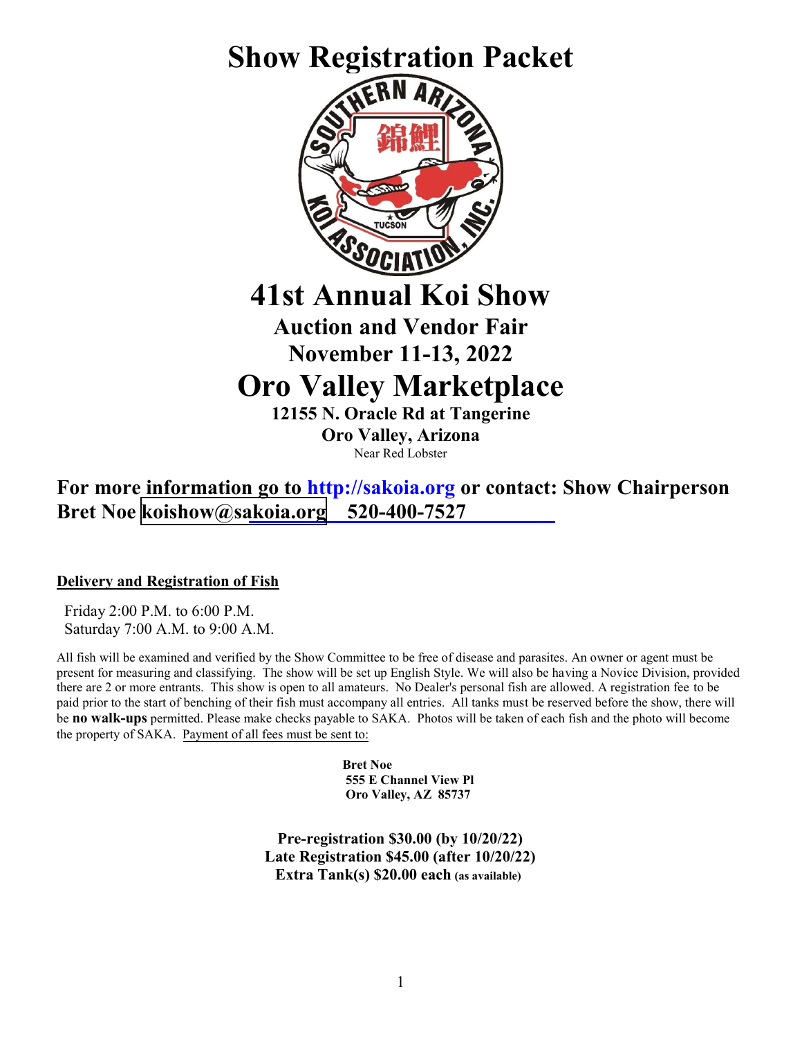# Show Registration Packet

# 41st Annual Koi Show

## Auction and Vendor Fair

## November 11-13, 2022

# Oro Valley Marketplace

**12155 N. Oracle Rd at Tangerine**

**Oro Valley, Arizona**

Near Red Lobster

**For more information go to http://sakoia.org or contact: Show Chairperson Bret Noe koishow@sakoia.org 520-400-7527**

**Delivery and Registration of Fish**

Friday 2:00 P.M. to 6:00 P.M.
Saturday 7:00 A.M. to 9:00 A.M.

All fish will be examined and verified by the Show Committee to be free of disease and parasites. An owner or agent must be present for measuring and classifying. The show will be set up English Style. We will also be having a Novice Division, provided there are 2 or more entrants. This show is open to all amateurs. No Dealer's personal fish are allowed. A registration fee to be paid prior to the start of benching of their fish must accompany all entries. All tanks must be reserved before the show, there will be **no walk-ups** permitted. Please make checks payable to SAKA. Photos will be taken of each fish and the photo will become the property of SAKA. Payment of all fees must be sent to:

**Bret Noe**
**555 E Channel View Pl**
**Oro Valley, AZ 85737**

**Pre-registration $30.00 (by 10/20/22)**
**Late Registration $45.00 (after 10/20/22)**
**Extra Tank(s) $20.00 each (as available)**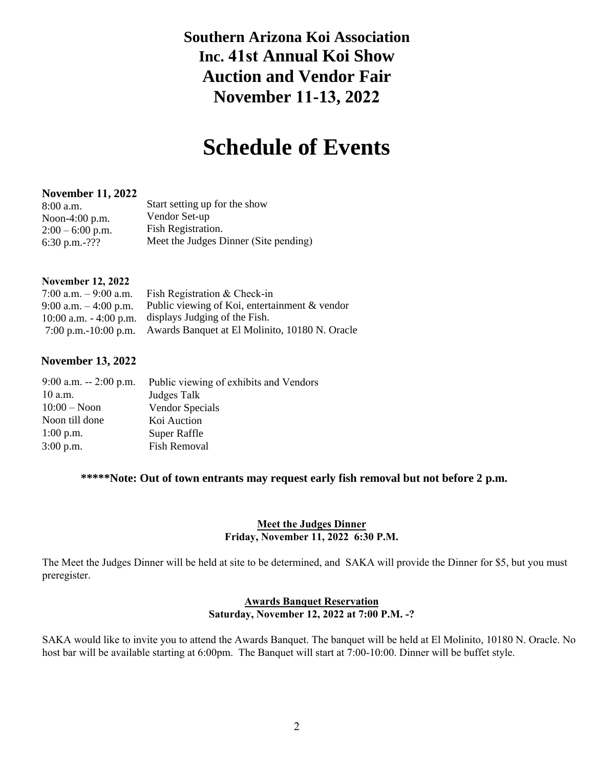# Southern Arizona Koi Association Inc. 41st Annual Koi Show Auction and Vendor Fair November 11-13, 2022

# Schedule of Events

**November 11, 2022**

| | |
|---|---|
| 8:00 a.m. | Start setting up for the show |
| Noon-4:00 p.m. | Vendor Set-up |
| 2:00 – 6:00 p.m. | Fish Registration. |
| 6:30 p.m.-??? | Meet the Judges Dinner (Site pending) |

**November 12, 2022**

| | |
|---|---|
| 7:00 a.m. – 9:00 a.m. | Fish Registration & Check-in |
| 9:00 a.m. – 4:00 p.m. | Public viewing of Koi, entertainment & vendor displays |
| 10:00 a.m. - 4:00 p.m. | Judging of the Fish. |
| 7:00 p.m.-10:00 p.m. | Awards Banquet at El Molinito, 10180 N. Oracle |

**November 13, 2022**

| | |
|---|---|
| 9:00 a.m. -- 2:00 p.m. | Public viewing of exhibits and Vendors |
| 10 a.m. | Judges Talk |
| 10:00 – Noon | Vendor Specials |
| Noon till done | Koi Auction |
| 1:00 p.m. | Super Raffle |
| 3:00 p.m. | Fish Removal |

**\*\*\*\*\*Note: Out of town entrants may request early fish removal but not before 2 p.m.**

**Meet the Judges Dinner**
**Friday, November 11, 2022 6:30 P.M.**

The Meet the Judges Dinner will be held at site to be determined, and SAKA will provide the Dinner for $5, but you must preregister.

**Awards Banquet Reservation**
**Saturday, November 12, 2022 at 7:00 P.M. -?**

SAKA would like to invite you to attend the Awards Banquet. The banquet will be held at El Molinito, 10180 N. Oracle. No host bar will be available starting at 6:00pm. The Banquet will start at 7:00-10:00. Dinner will be buffet style.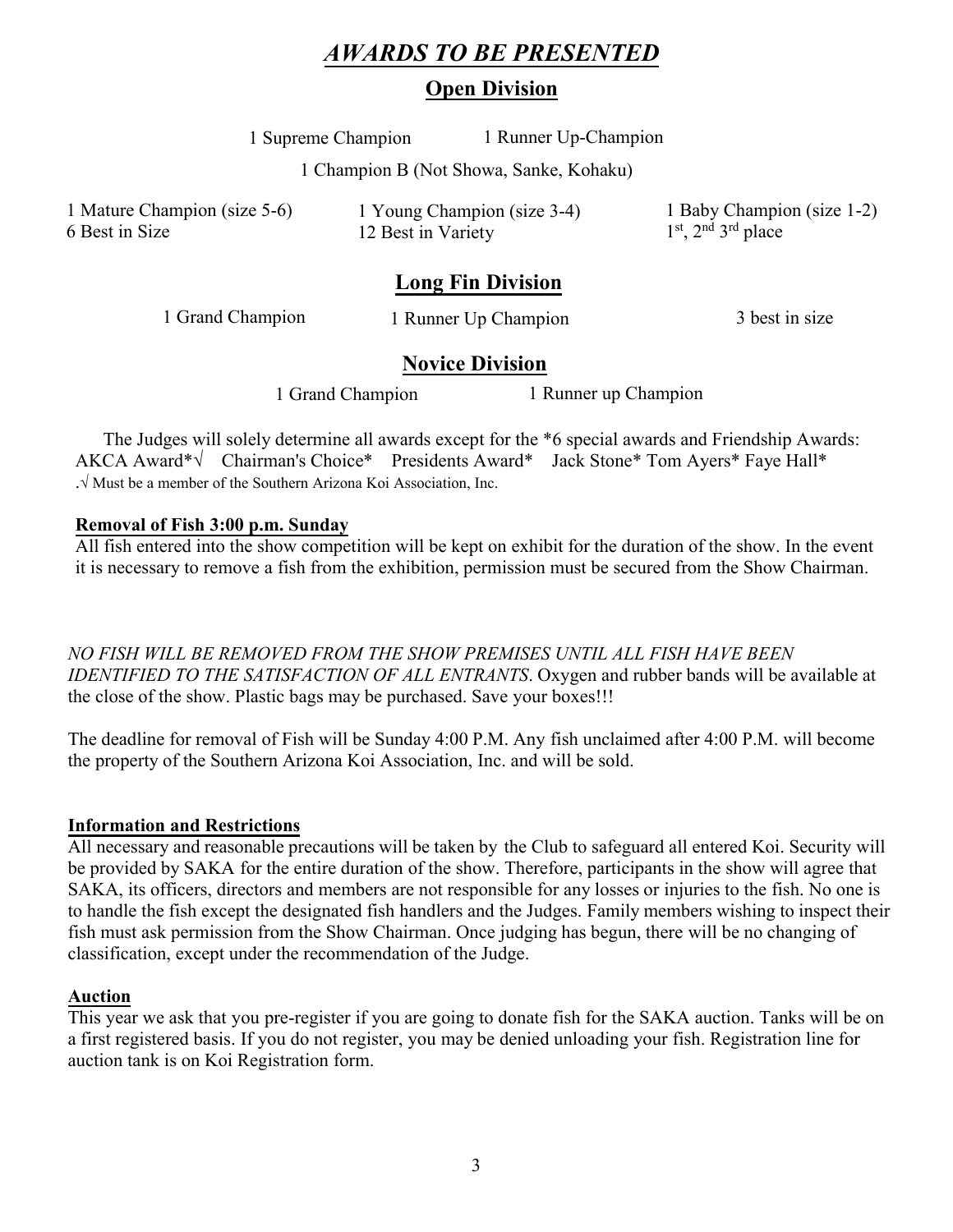# ***AWARDS TO BE PRESENTED***

## Open Division

1 Supreme Champion    1 Runner Up-Champion

1 Champion B (Not Showa, Sanke, Kohaku)

1 Mature Champion (size 5-6)    1 Young Champion (size 3-4)    1 Baby Champion (size 1-2)

6 Best in Size    12 Best in Variety    1st, 2nd 3rd place

## Long Fin Division

1 Grand Champion    1 Runner Up Champion    3 best in size

## Novice Division

1 Grand Champion    1 Runner up Champion

The Judges will solely determine all awards except for the *6 special awards and Friendship Awards: AKCA Award*√ Chairman's Choice* Presidents Award* Jack Stone* Tom Ayers* Faye Hall*

.√ Must be a member of the Southern Arizona Koi Association, Inc.

**Removal of Fish 3:00 p.m. Sunday**

All fish entered into the show competition will be kept on exhibit for the duration of the show. In the event it is necessary to remove a fish from the exhibition, permission must be secured from the Show Chairman.

*NO FISH WILL BE REMOVED FROM THE SHOW PREMISES UNTIL ALL FISH HAVE BEEN IDENTIFIED TO THE SATISFACTION OF ALL ENTRANTS*. Oxygen and rubber bands will be available at the close of the show. Plastic bags may be purchased. Save your boxes!!!

The deadline for removal of Fish will be Sunday 4:00 P.M. Any fish unclaimed after 4:00 P.M. will become the property of the Southern Arizona Koi Association, Inc. and will be sold.

**Information and Restrictions**

All necessary and reasonable precautions will be taken by the Club to safeguard all entered Koi. Security will be provided by SAKA for the entire duration of the show. Therefore, participants in the show will agree that SAKA, its officers, directors and members are not responsible for any losses or injuries to the fish. No one is to handle the fish except the designated fish handlers and the Judges. Family members wishing to inspect their fish must ask permission from the Show Chairman. Once judging has begun, there will be no changing of classification, except under the recommendation of the Judge.

**Auction**

This year we ask that you pre-register if you are going to donate fish for the SAKA auction. Tanks will be on a first registered basis. If you do not register, you may be denied unloading your fish. Registration line for auction tank is on Koi Registration form.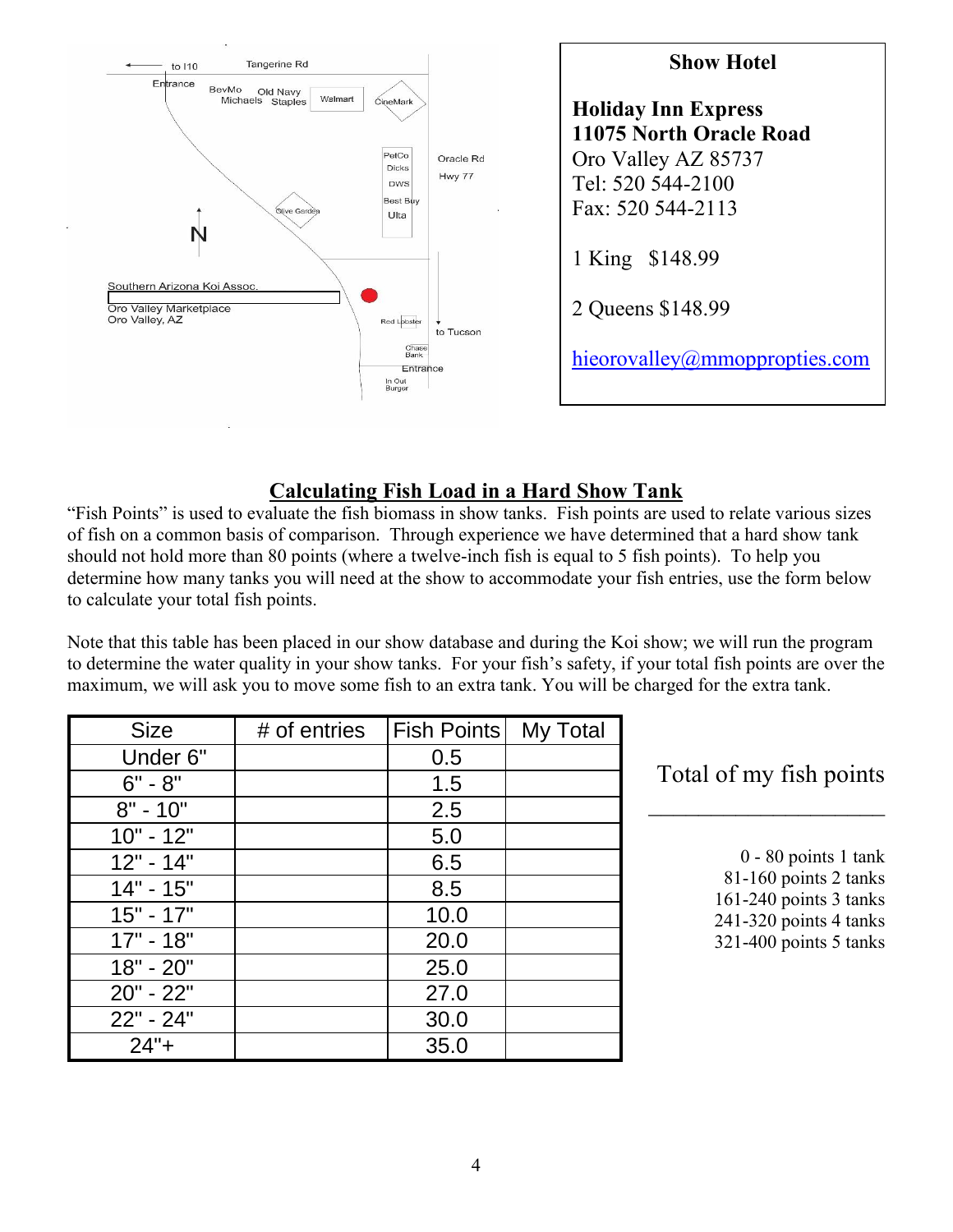**Show Hotel**

**Holiday Inn Express**
**11075 North Oracle Road**
Oro Valley AZ 85737
Tel: 520 544-2100
Fax: 520 544-2113

1 King  $148.99

2 Queens $148.99

hieorovalley@mmoppropties.com

## Calculating Fish Load in a Hard Show Tank

"Fish Points" is used to evaluate the fish biomass in show tanks. Fish points are used to relate various sizes of fish on a common basis of comparison. Through experience we have determined that a hard show tank should not hold more than 80 points (where a twelve-inch fish is equal to 5 fish points). To help you determine how many tanks you will need at the show to accommodate your fish entries, use the form below to calculate your total fish points.

Note that this table has been placed in our show database and during the Koi show; we will run the program to determine the water quality in your show tanks. For your fish's safety, if your total fish points are over the maximum, we will ask you to move some fish to an extra tank. You will be charged for the extra tank.

| Size | # of entries | Fish Points | My Total |
|---|---|---|---|
| Under 6" | | 0.5 | |
| 6" - 8" | | 1.5 | |
| 8" - 10" | | 2.5 | |
| 10" - 12" | | 5.0 | |
| 12" - 14" | | 6.5 | |
| 14" - 15" | | 8.5 | |
| 15" - 17" | | 10.0 | |
| 17" - 18" | | 20.0 | |
| 18" - 20" | | 25.0 | |
| 20" - 22" | | 27.0 | |
| 22" - 24" | | 30.0 | |
| 24"+ | | 35.0 | |

Total of my fish points

\_\_\_\_\_\_\_\_\_\_\_\_\_\_\_\_\_\_\_\_\_\_

0 - 80 points 1 tank
81-160 points 2 tanks
161-240 points 3 tanks
241-320 points 4 tanks
321-400 points 5 tanks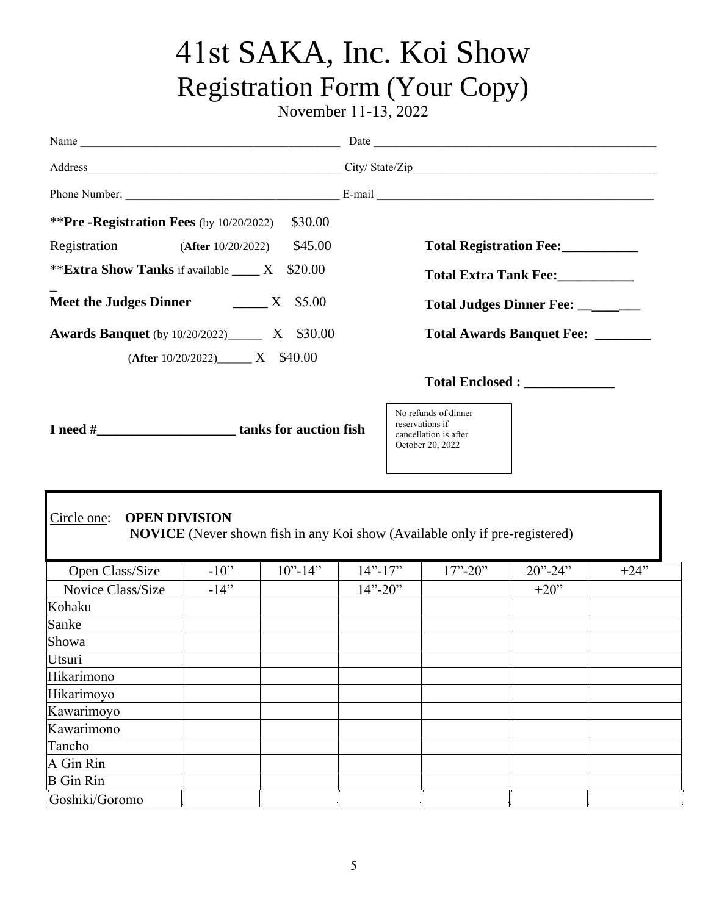# 41st SAKA, Inc. Koi Show

## Registration Form (Your Copy)

November 11-13, 2022

Name ______________________________________________ Date ______________________________________________

Address______________________________________________ City/ State/Zip__________________________________________

Phone Number: ____________________________________ E-mail ______________________________________________

\*\***Pre -Registration Fees** (by 10/20/2022) $30.00

Registration (**After** 10/20/2022) $45.00

\*\***Extra Show Tanks** if available ____ X $20.00

**Meet the Judges Dinner** _____ X $5.00

**Awards Banquet** (by 10/20/2022)______ X $30.00

(**After** 10/20/2022)______ X $40.00

**Total Registration Fee:___________**

**Total Extra Tank Fee:___________**

**Total Judges Dinner Fee: __________**

**Total Awards Banquet Fee: ________**

**Total Enclosed : _____________**

**I need #____________________ tanks for auction fish**

No refunds of dinner reservations if cancellation is after October 20, 2022

Circle one: **OPEN DIVISION**

N**OVICE** (Never shown fish in any Koi show (Available only if pre-registered)

| Open Class/Size | -10" | 10"-14" | 14"-17" | 17"-20" | 20"-24" | +24" |
|---|---|---|---|---|---|---|
| Novice Class/Size | -14" | | 14"-20" | | +20" | |
| Kohaku | | | | | | |
| Sanke | | | | | | |
| Showa | | | | | | |
| Utsuri | | | | | | |
| Hikarimono | | | | | | |
| Hikarimoyo | | | | | | |
| Kawarimoyo | | | | | | |
| Kawarimono | | | | | | |
| Tancho | | | | | | |
| A Gin Rin | | | | | | |
| B Gin Rin | | | | | | |
| Goshiki/Goromo | | | | | | |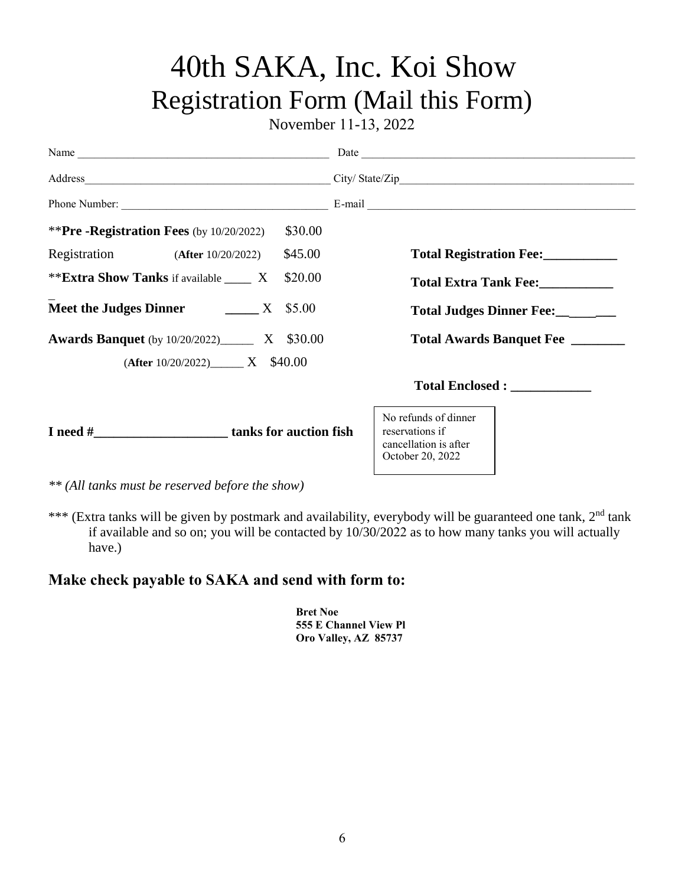# 40th SAKA, Inc. Koi Show

## Registration Form (Mail this Form)

November 11-13, 2022

Name ______________________________________________ Date ______________________________________________

Address______________________________________________ City/ State/Zip______________________________________________

Phone Number: ______________________________________ E-mail ______________________________________________

| | | |
|---|---|---|
| ****Pre -Registration Fees** (by 10/20/2022) | $30.00 | |
| Registration (**After** 10/20/2022) | $45.00 | **Total Registration Fee:___________** |
| ****Extra Show Tanks** if available ____ X | $20.00 | **Total Extra Tank Fee:___________** |
| **Meet the Judges Dinner** _____ X | $5.00 | **Total Judges Dinner Fee:___________** |
| **Awards Banquet** (by 10/20/2022)______ X | $30.00 | **Total Awards Banquet Fee ________** |
| (**After** 10/20/2022)______ X | $40.00 | |
| | | **Total Enclosed : ____________** |

**I need #____________________ tanks for auction fish**

> No refunds of dinner reservations if cancellation is after October 20, 2022

*** (All tanks must be reserved before the show)*

*** (Extra tanks will be given by postmark and availability, everybody will be guaranteed one tank, 2nd tank if available and so on; you will be contacted by 10/30/2022 as to how many tanks you will actually have.)

### Make check payable to SAKA and send with form to:

**Bret Noe**
**555 E Channel View Pl**
**Oro Valley, AZ 85737**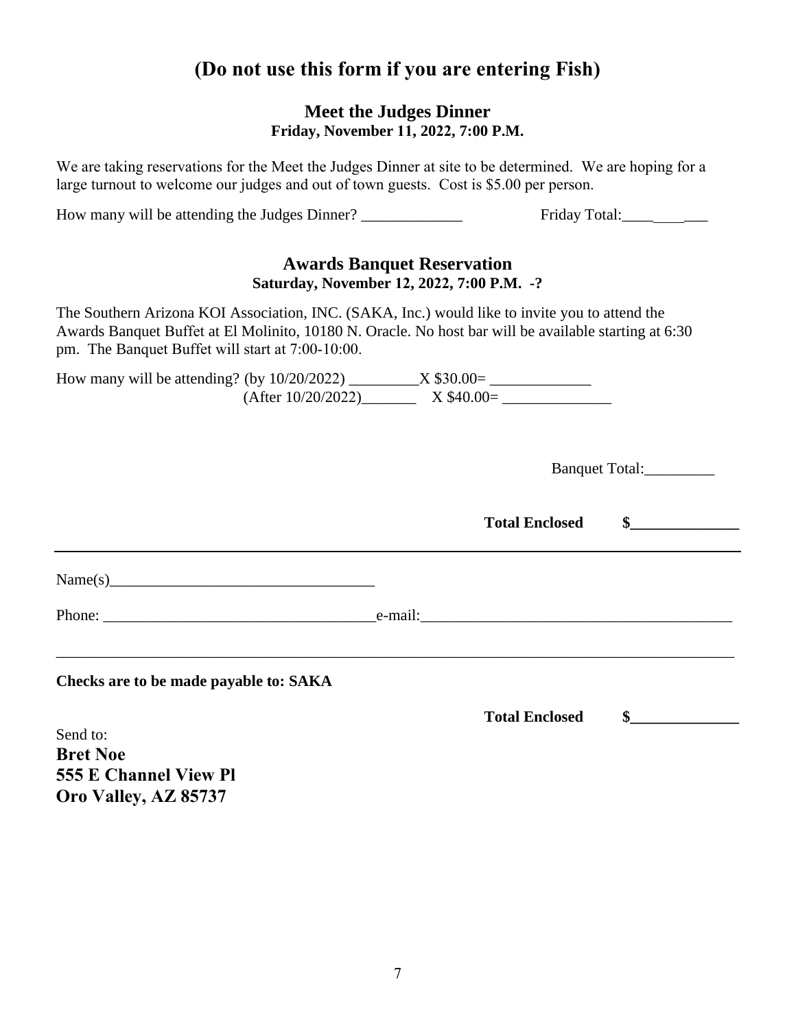# (Do not use this form if you are entering Fish)

## Meet the Judges Dinner

**Friday, November 11, 2022, 7:00 P.M.**

We are taking reservations for the Meet the Judges Dinner at site to be determined. We are hoping for a large turnout to welcome our judges and out of town guests. Cost is $5.00 per person.

How many will be attending the Judges Dinner? _____________ Friday Total:___________

## Awards Banquet Reservation

**Saturday, November 12, 2022, 7:00 P.M. -?**

The Southern Arizona KOI Association, INC. (SAKA, Inc.) would like to invite you to attend the Awards Banquet Buffet at El Molinito, 10180 N. Oracle. No host bar will be available starting at 6:30 pm. The Banquet Buffet will start at 7:00-10:00.

How many will be attending? (by 10/20/2022) _________X $30.00= _____________

(After 10/20/2022)_______ X $40.00= ______________

Banquet Total:_________

**Total Enclosed $______________**

---

Name(s)___________________________________

Phone: ___________________________________e-mail:________________________________________

_____________________________________________________________________________________

**Checks are to be made payable to: SAKA**

**Total Enclosed $______________**

Send to:

**Bret Noe**
**555 E Channel View Pl**
**Oro Valley, AZ 85737**